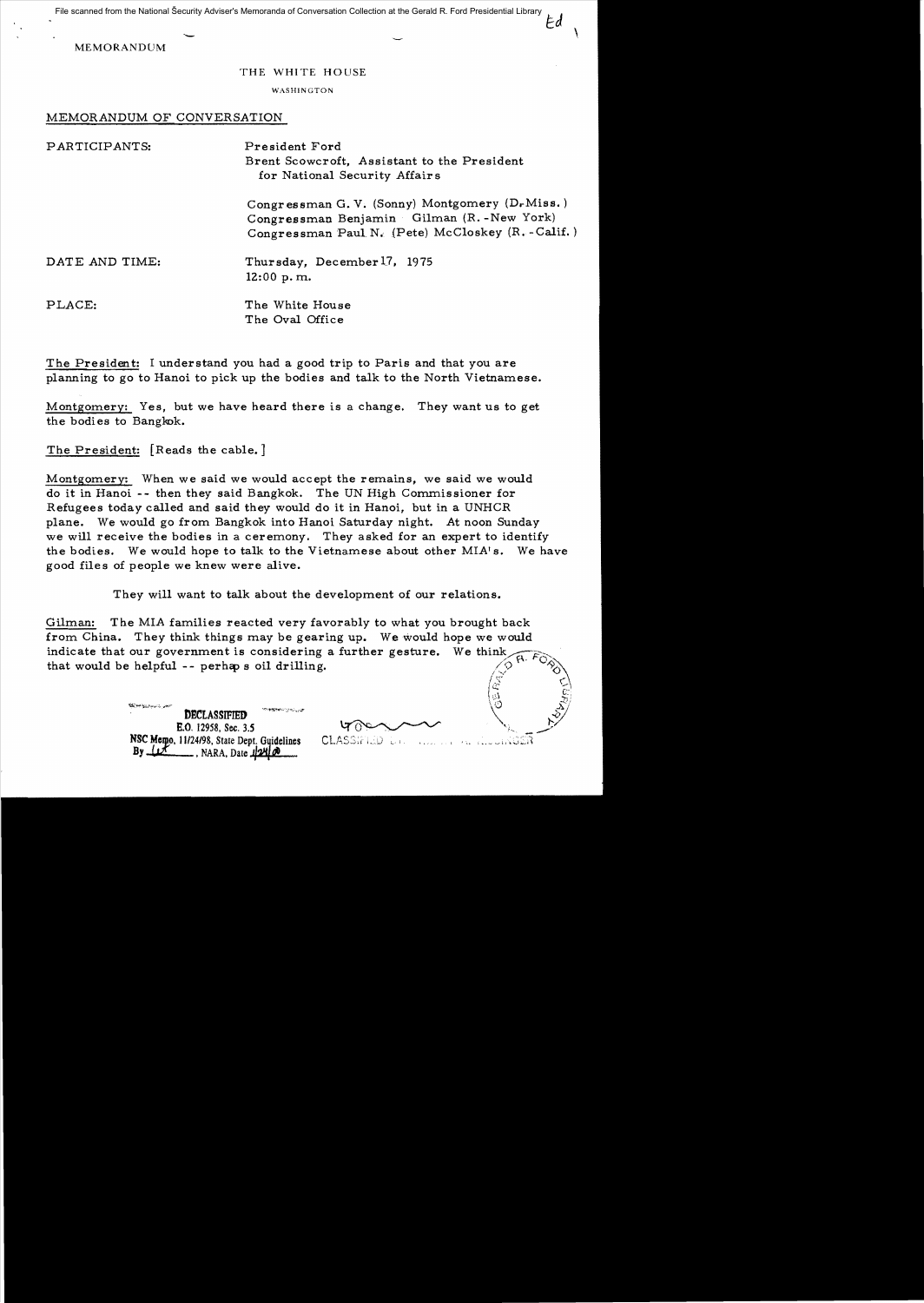File scanned from the National Security Adviser's Memoranda of Conversation Collection at the Gerald R. Ford Presidential Library

MEMORANDUM

THE WHITE HOUSE

WASHINGTON

MEMORANDUM OF CONVERSATION

PARTICIPANTS: President Ford
Brent Scowcroft, Assistant to the President for National Security Affairs

Congressman G. V. (Sonny) Montgomery (D-Miss.)
Congressman Benjamin Gilman (R.-New York)
Congressman Paul N. (Pete) McCloskey (R.-Calif.)

DATE AND TIME: Thursday, December 17, 1975
12:00 p.m.

PLACE: The White House
The Oval Office

The President: I understand you had a good trip to Paris and that you are planning to go to Hanoi to pick up the bodies and talk to the North Vietnamese.

Montgomery: Yes, but we have heard there is a change. They want us to get the bodies to Bangkok.

The President: [Reads the cable.]

Montgomery: When we said we would accept the remains, we said we would do it in Hanoi -- then they said Bangkok. The UN High Commissioner for Refugees today called and said they would do it in Hanoi, but in a UNHCR plane. We would go from Bangkok into Hanoi Saturday night. At noon Sunday we will receive the bodies in a ceremony. They asked for an expert to identify the bodies. We would hope to talk to the Vietnamese about other MIA's. We have good files of people we knew were alive.

They will want to talk about the development of our relations.

Gilman: The MIA families reacted very favorably to what you brought back from China. They think things may be gearing up. We would hope we would indicate that our government is considering a further gesture. We think that would be helpful -- perhaps oil drilling.

DECLASSIFIED
E.O. 12958, Sec. 3.5
NSC Memo, 11/24/98, State Dept. Guidelines
By ___, NARA, Date ___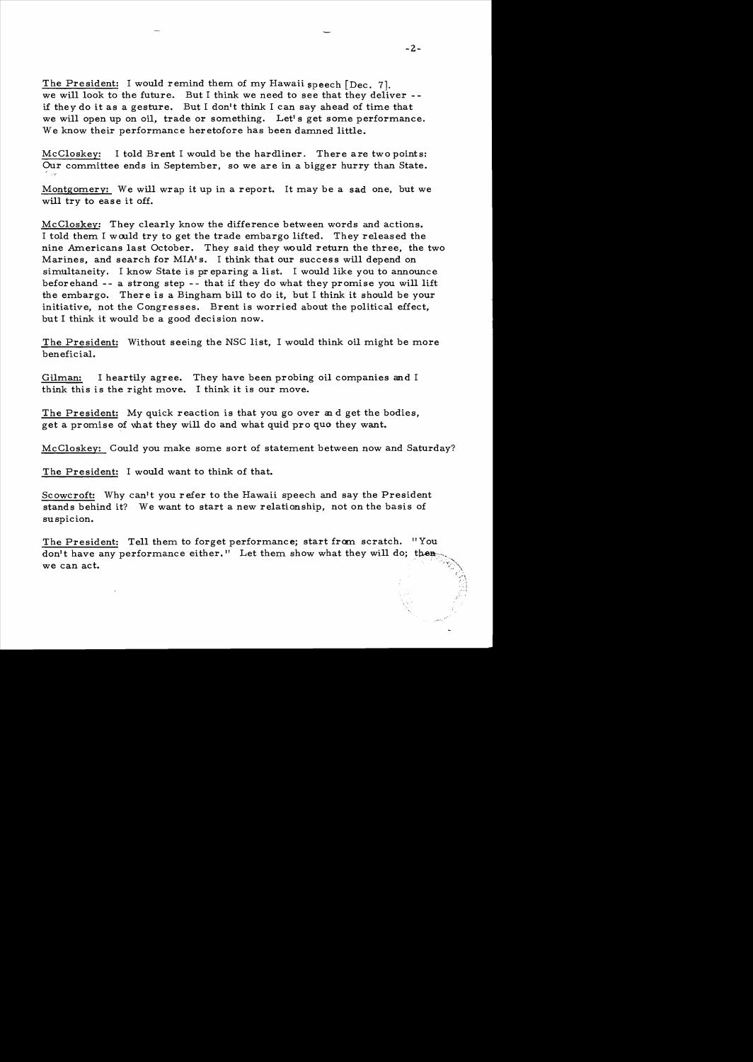The President: I would remind them of my Hawaii speech [Dec. 7]. we will look to the future. But I think we need to see that they deliver -- if they do it as a gesture. But I don't think I can say ahead of time that we will open up on oil, trade or something. Let's get some performance. We know their performance heretofore has been damned little.

McCloskey: I told Brent I would be the hardliner. There are two points: Our committee ends in September, so we are in a bigger hurry than State.

Montgomery: We will wrap it up in a report. It may be a sad one, but we will try to ease it off.

McCloskey: They clearly know the difference between words and actions. I told them I would try to get the trade embargo lifted. They released the nine Americans last October. They said they would return the three, the two Marines, and search for MIA's. I think that our success will depend on simultaneity. I know State is preparing a list. I would like you to announce beforehand -- a strong step -- that if they do what they promise you will lift the embargo. There is a Bingham bill to do it, but I think it should be your initiative, not the Congresses. Brent is worried about the political effect, but I think it would be a good decision now.

The President: Without seeing the NSC list, I would think oil might be more beneficial.

Gilman: I heartily agree. They have been probing oil companies and I think this is the right move. I think it is our move.

The President: My quick reaction is that you go over and get the bodies, get a promise of what they will do and what quid pro quo they want.

McCloskey: Could you make some sort of statement between now and Saturday?

The President: I would want to think of that.

Scowcroft: Why can't you refer to the Hawaii speech and say the President stands behind it? We want to start a new relationship, not on the basis of suspicion.

The President: Tell them to forget performance; start from scratch. "You don't have any performance either." Let them show what they will do; then we can act.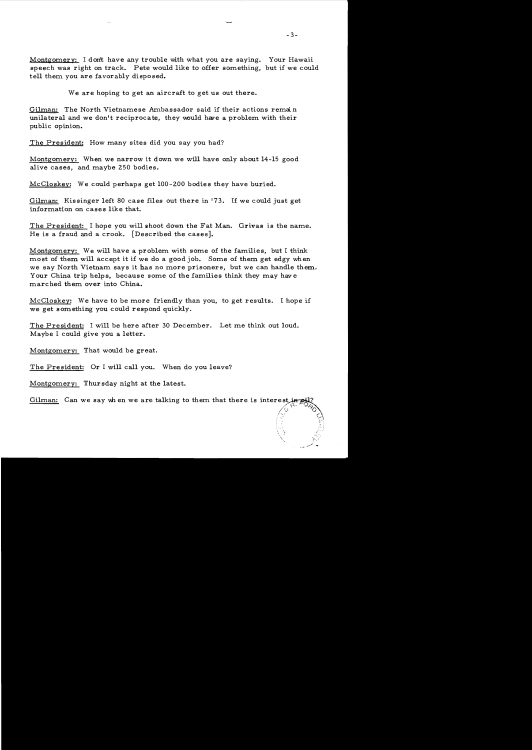Montgomery: I don't have any trouble with what you are saying. Your Hawaii speech was right on track. Pete would like to offer something, but if we could tell them you are favorably disposed.

We are hoping to get an aircraft to get us out there.

Gilman: The North Vietnamese Ambassador said if their actions remain unilateral and we don't reciprocate, they would have a problem with their public opinion.

The President: How many sites did you say you had?

Montgomery: When we narrow it down we will have only about 14-15 good alive cases, and maybe 250 bodies.

McCloskey: We could perhaps get 100-200 bodies they have buried.

Gilman: Kissinger left 80 case files out there in '73. If we could just get information on cases like that.

The President: I hope you will shoot down the Fat Man. Grivas is the name. He is a fraud and a crook. [Described the cases].

Montgomery: We will have a problem with some of the families, but I think most of them will accept it if we do a good job. Some of them get edgy when we say North Vietnam says it has no more prisoners, but we can handle them. Your China trip helps, because some of the families think they may have marched them over into China.

McCloskey: We have to be more friendly than you, to get results. I hope if we get something you could respond quickly.

The President: I will be here after 30 December. Let me think out loud. Maybe I could give you a letter.

Montgomery: That would be great.

The President: Or I will call you. When do you leave?

Montgomery: Thursday night at the latest.

Gilman: Can we say when we are talking to them that there is interest in oil?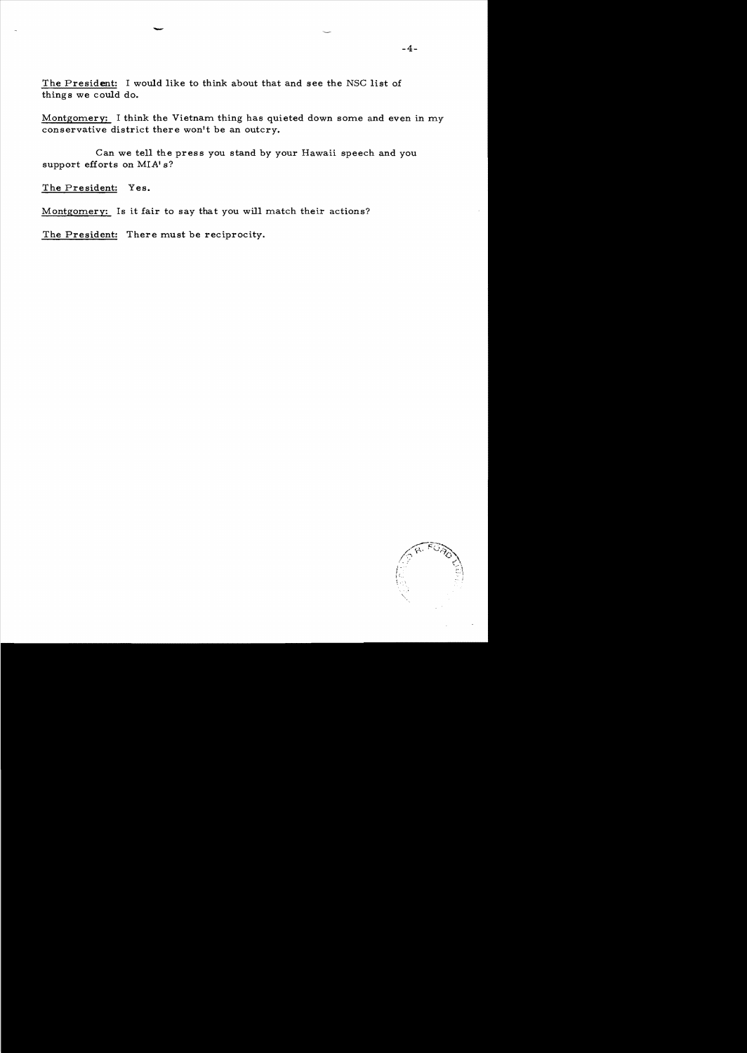<u>The President:</u> I would like to think about that and see the NSC list of things we could do.

<u>Montgomery:</u> I think the Vietnam thing has quieted down some and even in my conservative district there won't be an outcry.

Can we tell the press you stand by your Hawaii speech and you support efforts on MIA's?

<u>The President:</u> Yes.

<u>Montgomery:</u> Is it fair to say that you will match their actions?

<u>The President:</u> There must be reciprocity.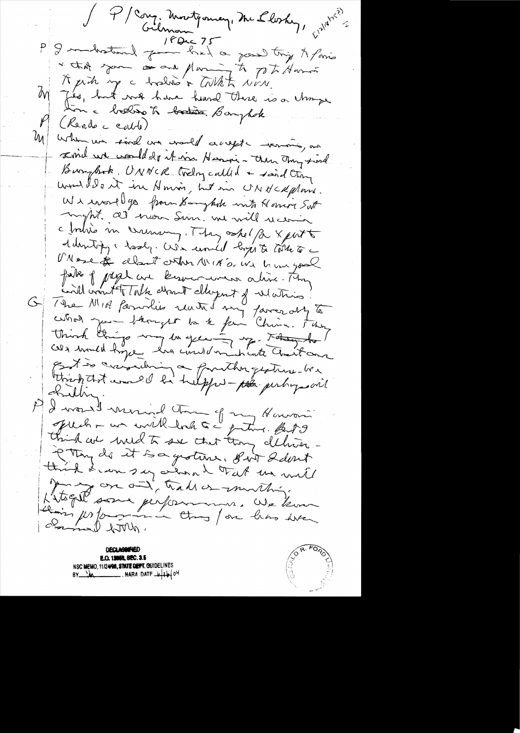/ P / Cong. Montgomery, McCloskey, Gilman [12/18/75] 2

18 Dec 75

P I understand you had a good trip to Paris & that you are planning to go to Hanoi to pick up a body & talk to NVN.

M Yes, but we have heard there is a change in a body to Bangkok

P (Reads a cable)

M When we said we would accept remains, we said we would do it in Hanoi – then they said Bangkok. UNHCR today called & said they would do it in Hanoi, but in UNHCR plane. We would go from Bangkok into Hanoi Sat night. At noon Sun. we will receive a body in ceremony. They asked for expert to identify a body. We would hope to talk to NVN about other MIA's. We have good files of people we know were alive. They will want to talk about alleged atrocities.

G The MIA families reacted very favorably to what you brought back from China. They think things may be opening up. They hope we would hope we could indicate that our govt is considering a further gesture – we think that would be helpful – perhaps oil drilling.

P I wasn't unmindful of my Honolulu speech – we will look at a future. But I think we need to see that they deliver – if they do it as a gesture. But I don't think I can say ahead that we will forego our aid, trade or anything. Let's get some performance. We know their performance thus far has been dismal to us.

DECLASSIFIED
E.O. 12958, SEC. 3.5
NSC MEMO, 11/24/98, STATE DEPT. GUIDELINES
BY [illegible], NARA DATE 6/16/04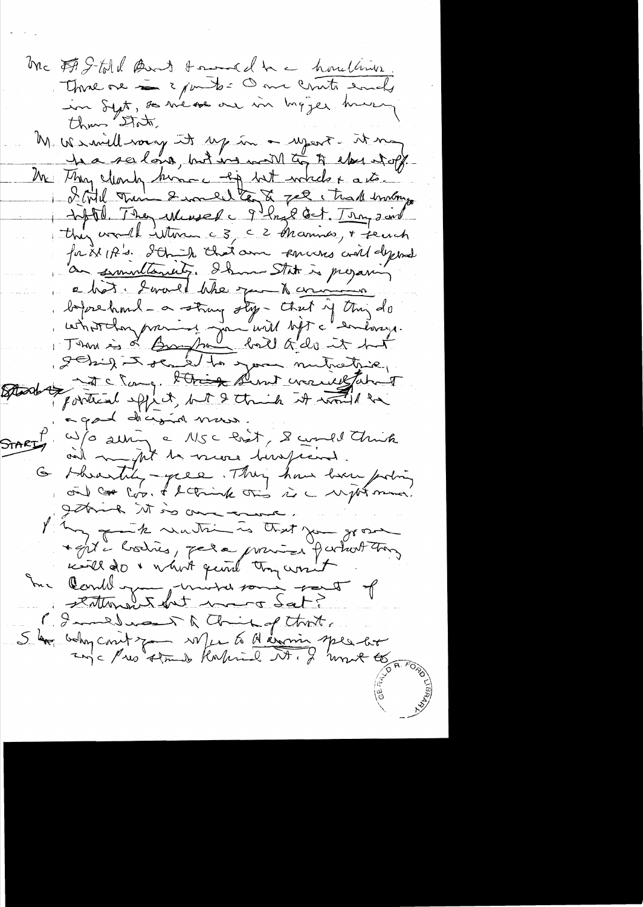K: I told Brent I would be a hardliner. There are 2 points: One are Cruise ends in Sept, so we are in bigger hurry than State.

K: We will carry it up in a report. It may be a salami, but we will try to close it off.

K: They clearly know it's a bit wrecked & ate. I told them I would try to get a trade involving the 3. They refused a 9 Aug 8 pt. Tony said they would return the 3, the 2 Marines, & search for MIA's. I think that our success will depend on simultaneity. I know State is preparing a list. I would like you to announce beforehand a strong step – that if they do what they promise you will lift the embargo. There is a Brigham bill to do it but giving it a seal to your initiative, not the Cong. I think Brent overrates the political effect, but I think it would be a good decisive move.

START: W/o asking a NSC list, I would think and might be more beneficial.

G: Absolutely agree. They have been putting out the Cov. & I think this is a right move. I think it is overdue.

P: My quick reaction is that you go on & get the bodies, get a promise of what they will do & what guarantee they want.

K: Could you make some sort of statement that morning Sat?

P: I would want to think of that.

S: Why can't you refer to Admin spokesman say Pres stands behind it. I want to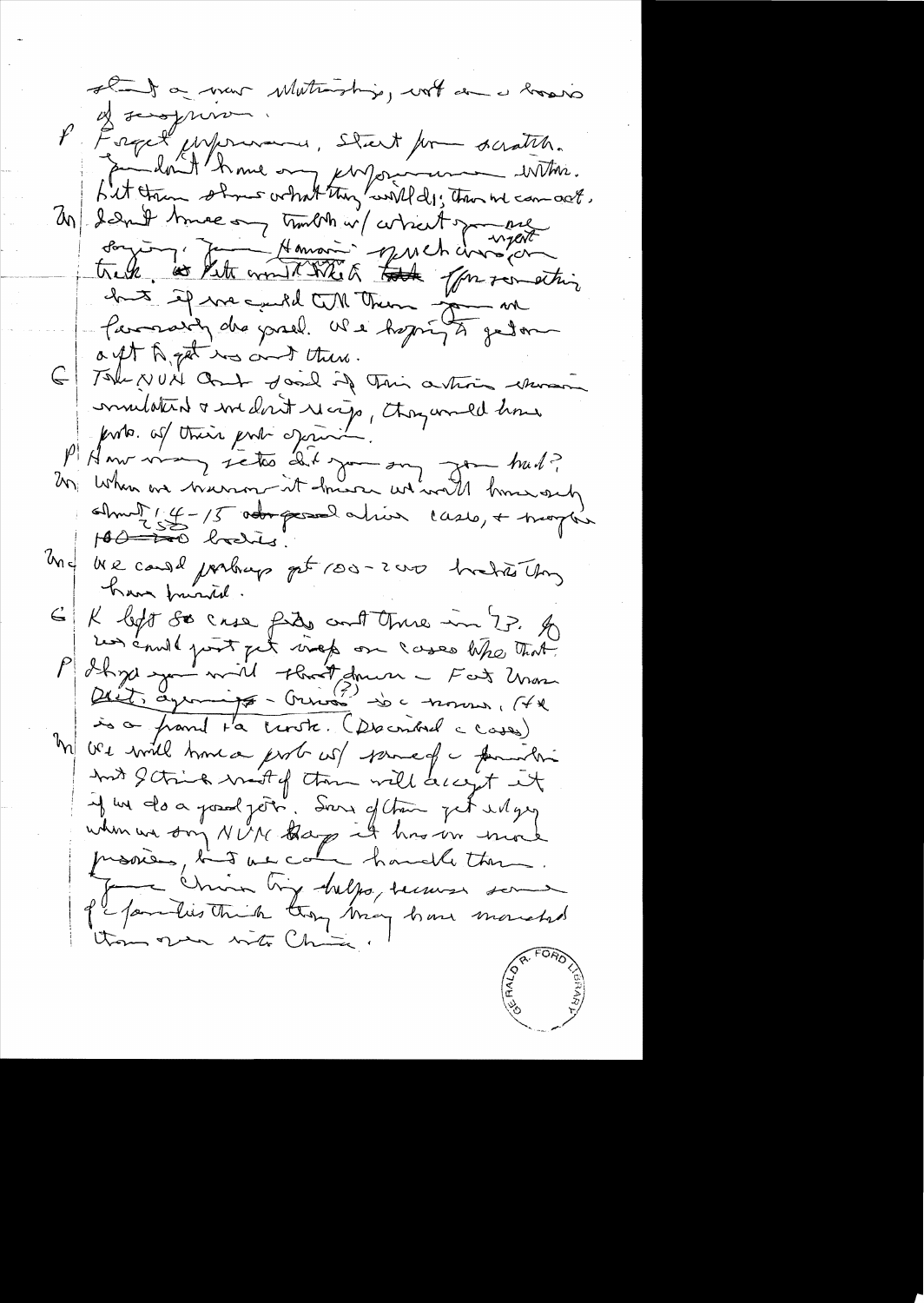that a new initiative, not on a basis of sympathy.

P Forget performance. Start from scratch. You don't have any performance either. Let them show what they will do; then we can act.

Dr I don't know any truth w/ what you are saying. Your Hanoi speech was urgent tack. ~~to~~ Pete wouldn't think ~~that~~ of something but if we could tell them you are personally disposed. We're hoping to get someone a gift to get us out there.

G The NVN can't do it. This action shown moderation & we don't recip, they would have proof of their point of view.

P How many sets did you say you had?

Dr When we narrow it down we will have only about 14-15 good action cases, + maybe 150 bodies.

Dr We could perhaps get 100-200 bodies they have buried.

G K left 80 case files out there in '73. If we could just get info on cases like that.

P I hope you will think down - Fort Worth Ok, agonizing - Crucial (?) is a rumor. (He is a fraud + a crook. (Described a case)

Dr We will have a prob w/ some of a families but I think most of them will accept it if we do a good job. Some of them get angry when we say NVN says it has no more prisoners, but we can handle them. Your China trip helps, because some of families think they may have marched them over into China.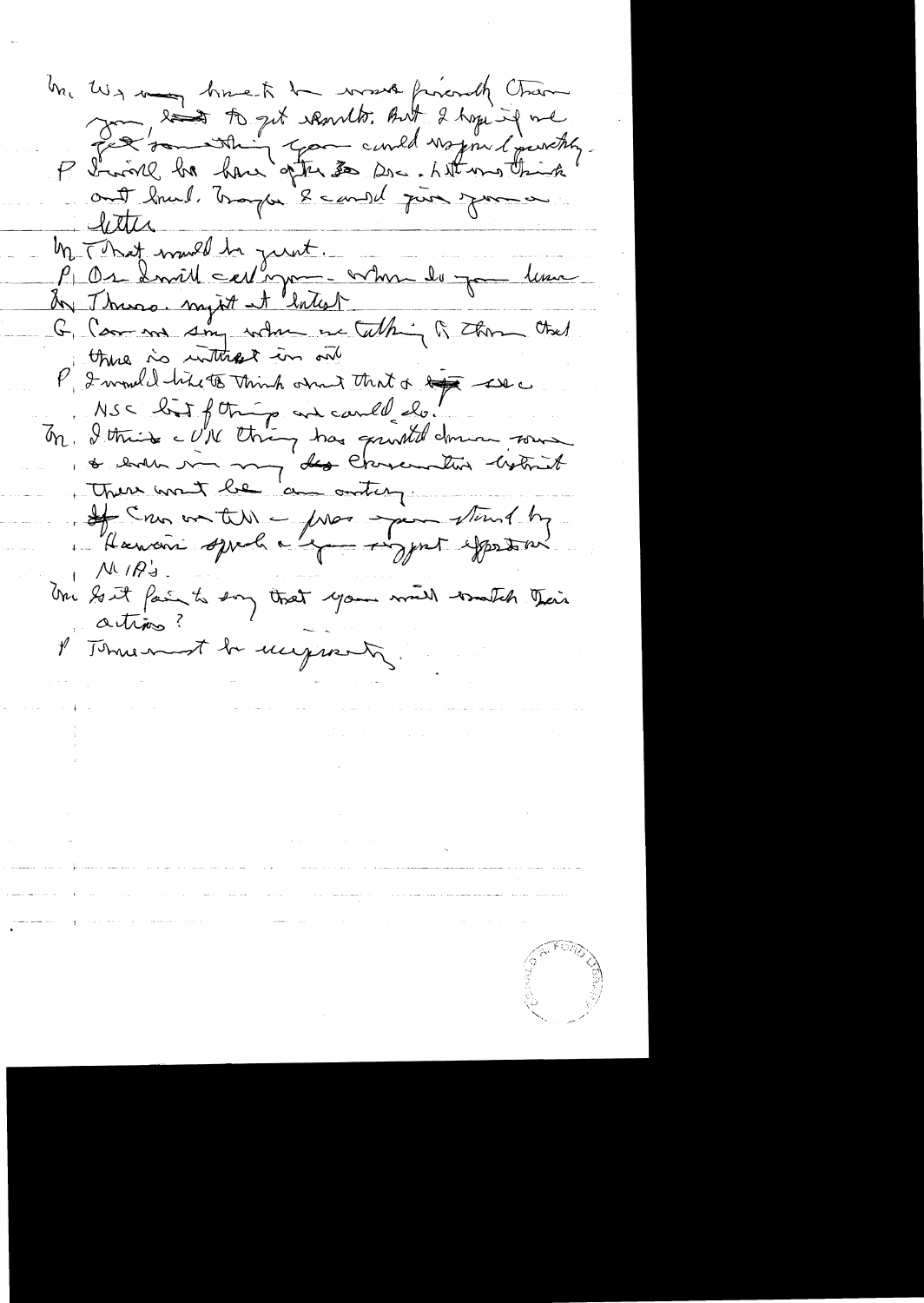Tn. We may have to be more friendly than you, least to get results. But I hope if we get something you could respond positively.

P I would be here after 30 Dec. I do not think out loud. Maybe I could give you a letter.

Tn. That would be good.

P. Or I will call you – when do you leave

Tn Thurs. maybe at latest.

G. Can we say when we talking to them that there is interest in aid

P. I would like to think about that & see NSC list of things we could do.

Tn. I think a UN thing has quieted down some & even in my dis Conservative district there won't be an outcry.

If Can we tell – press – you stand by Hawaii speech & you support efforts on MIA's.

Tn. Is it fair to say that you will watch their actions?

P. There must be reciprocity.